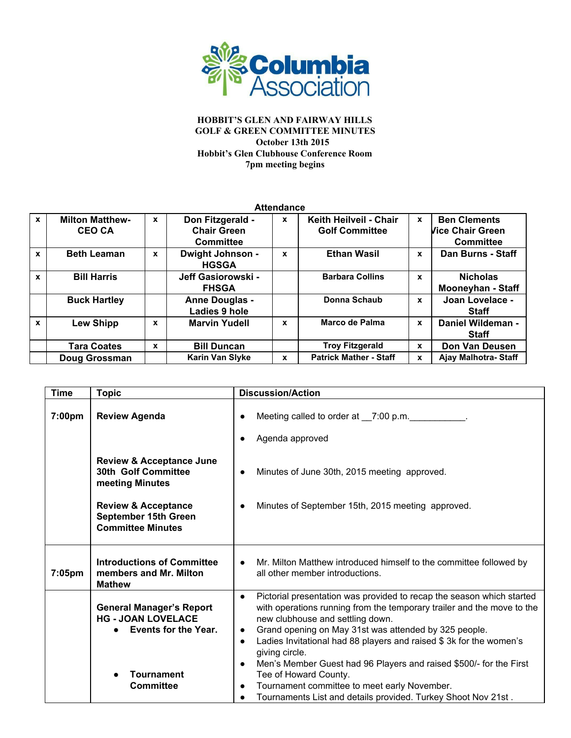Columbia Association

**HOBBIT'S GLEN AND FAIRWAY HILLS**
**GOLF & GREEN COMMITTEE MINUTES**
**October 13th 2015**
**Hobbit's Glen Clubhouse Conference Room**
**7pm meeting begins**

**Attendance**

| | | | | | | | |
|---|---|---|---|---|---|---|---|
| x | Milton Matthew- CEO CA | x | Don Fitzgerald - Chair Green Committee | x | Keith Heilveil - Chair Golf Committee | x | Ben Clements Vice Chair Green Committee |
| x | Beth Leaman | x | Dwight Johnson - HGSGA | x | Ethan Wasil | x | Dan Burns - Staff |
| x | Bill Harris | | Jeff Gasiorowski - FHSGA | | Barbara Collins | x | Nicholas Mooneyhan - Staff |
| | Buck Hartley | | Anne Douglas - Ladies 9 hole | | Donna Schaub | x | Joan Lovelace - Staff |
| x | Lew Shipp | x | Marvin Yudell | x | Marco de Palma | x | Daniel Wildeman - Staff |
| | Tara Coates | x | Bill Duncan | | Troy Fitzgerald | x | Don Van Deusen |
| | Doug Grossman | | Karin Van Slyke | x | Patrick Mather - Staff | x | Ajay Malhotra- Staff |

| Time | Topic | Discussion/Action |
|---|---|---|
| 7:00pm | **Review Agenda** | • Meeting called to order at __7:00 p.m.___________. <br> • Agenda approved |
| | **Review & Acceptance June 30th Golf Committee meeting Minutes** | • Minutes of June 30th, 2015 meeting approved. |
| | **Review & Acceptance September 15th Green Committee Minutes** | • Minutes of September 15th, 2015 meeting approved. |
| 7:05pm | **Introductions of Committee members and Mr. Milton Mathew** | • Mr. Milton Matthew introduced himself to the committee followed by all other member introductions. |
| | **General Manager's Report HG - JOAN LOVELACE** <br> • **Events for the Year.** <br><br> • **Tournament Committee** | • Pictorial presentation was provided to recap the season which started with operations running from the temporary trailer and the move to the new clubhouse and settling down. <br> • Grand opening on May 31st was attended by 325 people. <br> • Ladies Invitational had 88 players and raised $ 3k for the women's giving circle. <br> • Men's Member Guest had 96 Players and raised $500/- for the First Tee of Howard County. <br> • Tournament committee to meet early November. <br> • Tournaments List and details provided. Turkey Shoot Nov 21st . |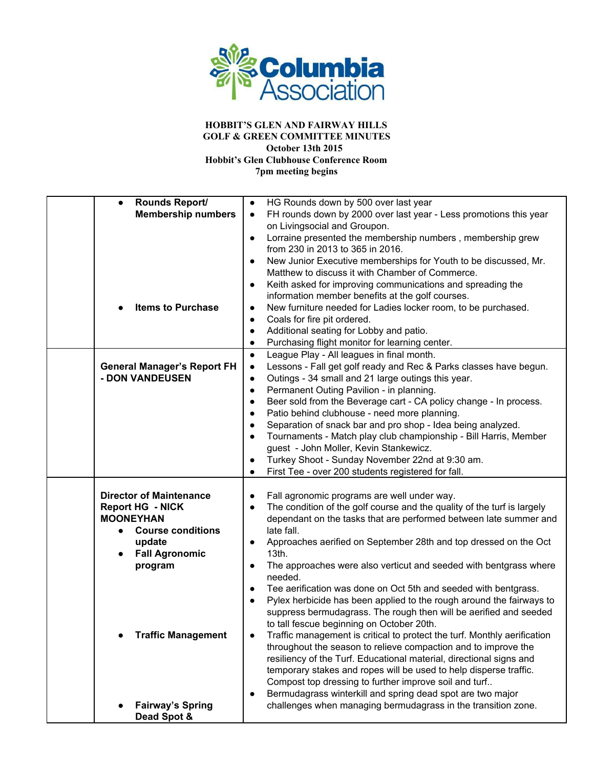Columbia Association

**HOBBIT'S GLEN AND FAIRWAY HILLS**
**GOLF & GREEN COMMITTEE MINUTES**
**October 13th 2015**
**Hobbit's Glen Clubhouse Conference Room**
**7pm meeting begins**

| | | |
|---|---|---|
| | • **Rounds Report/ Membership numbers**<br><br><br><br><br><br><br><br>• **Items to Purchase** | • HG Rounds down by 500 over last year<br>• FH rounds down by 2000 over last year - Less promotions this year on Livingsocial and Groupon.<br>• Lorraine presented the membership numbers , membership grew from 230 in 2013 to 365 in 2016.<br>• New Junior Executive memberships for Youth to be discussed, Mr. Matthew to discuss it with Chamber of Commerce.<br>• Keith asked for improving communications and spreading the information member benefits at the golf courses.<br>• New furniture needed for Ladies locker room, to be purchased.<br>• Coals for fire pit ordered.<br>• Additional seating for Lobby and patio.<br>• Purchasing flight monitor for learning center. |
| | **General Manager's Report FH - DON VANDEUSEN** | • League Play - All leagues in final month.<br>• Lessons - Fall get golf ready and Rec & Parks classes have begun.<br>• Outings - 34 small and 21 large outings this year.<br>• Permanent Outing Pavilion - in planning.<br>• Beer sold from the Beverage cart - CA policy change - In process.<br>• Patio behind clubhouse - need more planning.<br>• Separation of snack bar and pro shop - Idea being analyzed.<br>• Tournaments - Match play club championship - Bill Harris, Member guest - John Moller, Kevin Stankewicz.<br>• Turkey Shoot - Sunday November 22nd at 9:30 am.<br>• First Tee - over 200 students registered for fall. |
| | **Director of Maintenance Report HG - NICK MOONEYHAN**<br>• **Course conditions update**<br>• **Fall Agronomic program**<br><br><br><br><br><br><br>• **Traffic Management**<br><br><br><br><br>• **Fairway's Spring Dead Spot &** | • Fall agronomic programs are well under way.<br>• The condition of the golf course and the quality of the turf is largely dependant on the tasks that are performed between late summer and late fall.<br>• Approaches aerified on September 28th and top dressed on the Oct 13th.<br>• The approaches were also verticut and seeded with bentgrass where needed.<br>• Tee aerification was done on Oct 5th and seeded with bentgrass.<br>• Pylex herbicide has been applied to the rough around the fairways to suppress bermudagrass. The rough then will be aerified and seeded to tall fescue beginning on October 20th.<br>• Traffic management is critical to protect the turf. Monthly aerification throughout the season to relieve compaction and to improve the resiliency of the Turf. Educational material, directional signs and temporary stakes and ropes will be used to help disperse traffic. Compost top dressing to further improve soil and turf..<br>• Bermudagrass winterkill and spring dead spot are two major challenges when managing bermudagrass in the transition zone. |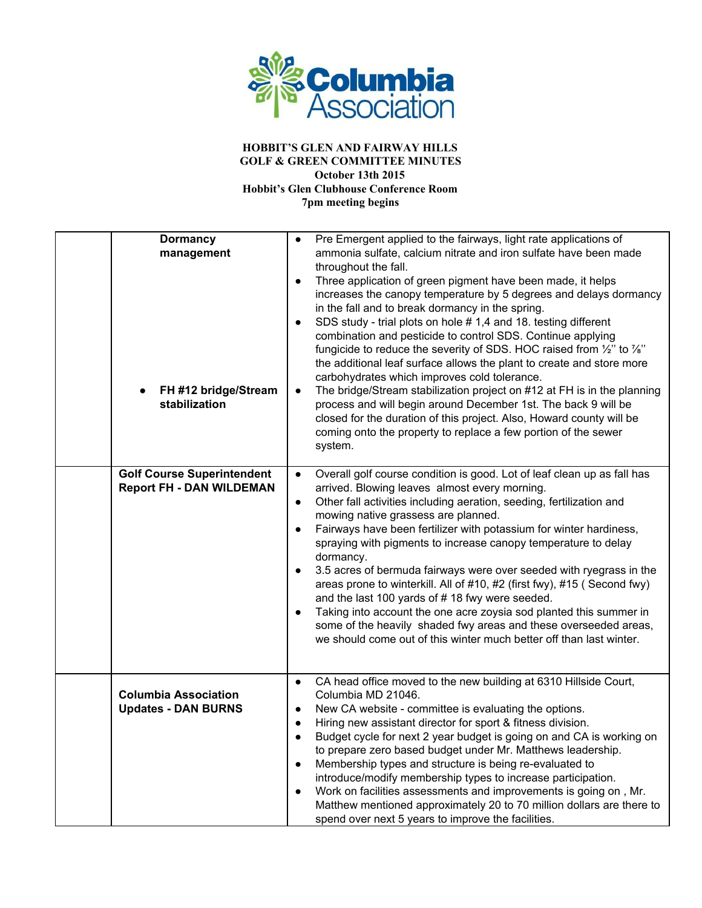**HOBBIT'S GLEN AND FAIRWAY HILLS**
**GOLF & GREEN COMMITTEE MINUTES**
**October 13th 2015**
**Hobbit's Glen Clubhouse Conference Room**
**7pm meeting begins**

| | | |
|---|---|---|
| | **Dormancy management**<br><br>● **FH #12 bridge/Stream stabilization** | ● Pre Emergent applied to the fairways, light rate applications of ammonia sulfate, calcium nitrate and iron sulfate have been made throughout the fall.<br>● Three application of green pigment have been made, it helps increases the canopy temperature by 5 degrees and delays dormancy in the fall and to break dormancy in the spring.<br>● SDS study - trial plots on hole # 1,4 and 18. testing different combination and pesticide to control SDS. Continue applying fungicide to reduce the severity of SDS. HOC raised from ½" to ⅞" the additional leaf surface allows the plant to create and store more carbohydrates which improves cold tolerance.<br>● The bridge/Stream stabilization project on #12 at FH is in the planning process and will begin around December 1st. The back 9 will be closed for the duration of this project. Also, Howard county will be coming onto the property to replace a few portion of the sewer system. |
| | **Golf Course Superintendent Report FH - DAN WILDEMAN** | ● Overall golf course condition is good. Lot of leaf clean up as fall has arrived. Blowing leaves almost every morning.<br>● Other fall activities including aeration, seeding, fertilization and mowing native grassess are planned.<br>● Fairways have been fertilizer with potassium for winter hardiness, spraying with pigments to increase canopy temperature to delay dormancy.<br>● 3.5 acres of bermuda fairways were over seeded with ryegrass in the areas prone to winterkill. All of #10, #2 (first fwy), #15 ( Second fwy) and the last 100 yards of # 18 fwy were seeded.<br>● Taking into account the one acre zoysia sod planted this summer in some of the heavily shaded fwy areas and these overseeded areas, we should come out of this winter much better off than last winter. |
| | **Columbia Association Updates - DAN BURNS** | ● CA head office moved to the new building at 6310 Hillside Court, Columbia MD 21046.<br>● New CA website - committee is evaluating the options.<br>● Hiring new assistant director for sport & fitness division.<br>● Budget cycle for next 2 year budget is going on and CA is working on to prepare zero based budget under Mr. Matthews leadership.<br>● Membership types and structure is being re-evaluated to introduce/modify membership types to increase participation.<br>● Work on facilities assessments and improvements is going on , Mr. Matthew mentioned approximately 20 to 70 million dollars are there to spend over next 5 years to improve the facilities. |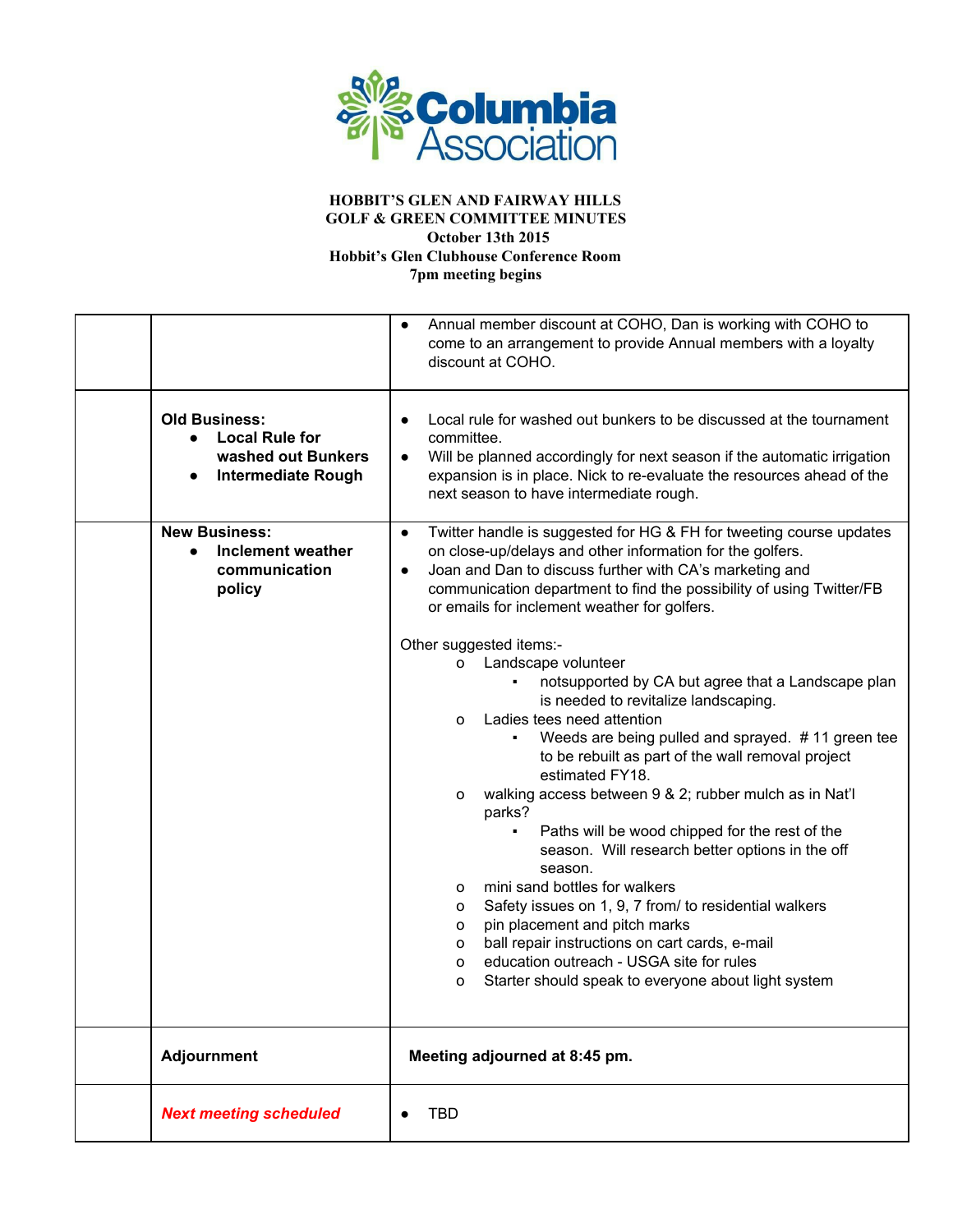Columbia Association

**HOBBIT'S GLEN AND FAIRWAY HILLS**
**GOLF & GREEN COMMITTEE MINUTES**
**October 13th 2015**
**Hobbit's Glen Clubhouse Conference Room**
**7pm meeting begins**

| | | |
|---|---|---|
| | | • Annual member discount at COHO, Dan is working with COHO to come to an arrangement to provide Annual members with a loyalty discount at COHO. |
| | **Old Business:**<br>• **Local Rule for washed out Bunkers**<br>• **Intermediate Rough** | • Local rule for washed out bunkers to be discussed at the tournament committee.<br>• Will be planned accordingly for next season if the automatic irrigation expansion is in place. Nick to re-evaluate the resources ahead of the next season to have intermediate rough. |
| | **New Business:**<br>• **Inclement weather communication policy** | • Twitter handle is suggested for HG & FH for tweeting course updates on close-up/delays and other information for the golfers.<br>• Joan and Dan to discuss further with CA's marketing and communication department to find the possibility of using Twitter/FB or emails for inclement weather for golfers.<br><br>Other suggested items:-<br>o Landscape volunteer<br>  ▪ notsupported by CA but agree that a Landscape plan is needed to revitalize landscaping.<br>o Ladies tees need attention<br>  ▪ Weeds are being pulled and sprayed. # 11 green tee to be rebuilt as part of the wall removal project estimated FY18.<br>o walking access between 9 & 2; rubber mulch as in Nat'l parks?<br>  ▪ Paths will be wood chipped for the rest of the season. Will research better options in the off season.<br>o mini sand bottles for walkers<br>o Safety issues on 1, 9, 7 from/ to residential walkers<br>o pin placement and pitch marks<br>o ball repair instructions on cart cards, e-mail<br>o education outreach - USGA site for rules<br>o Starter should speak to everyone about light system |
| | **Adjournment** | **Meeting adjourned at 8:45 pm.** |
| | ***Next meeting scheduled*** | • TBD |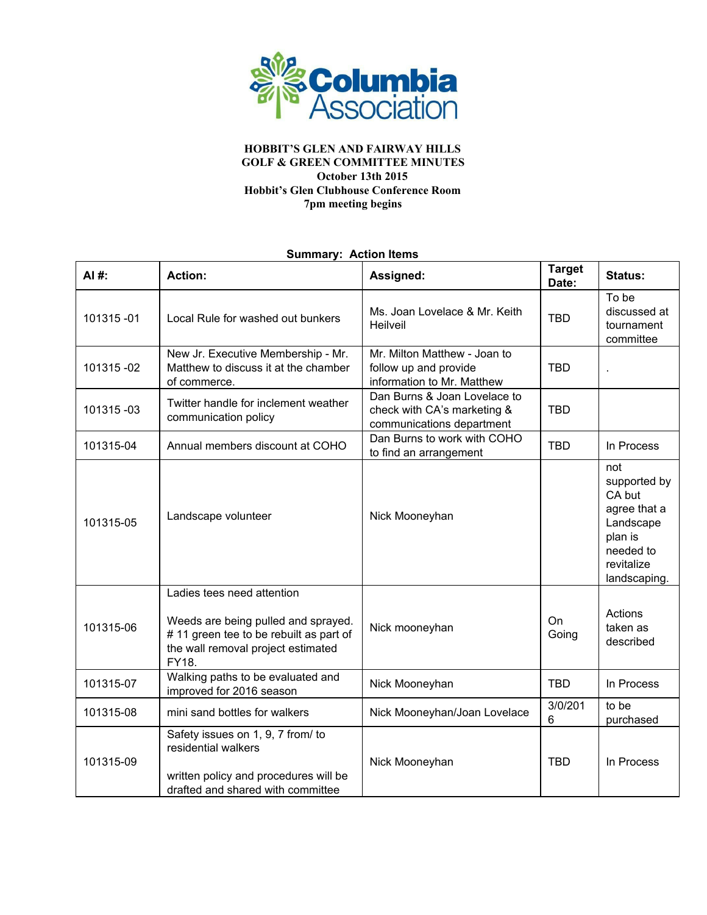**HOBBIT'S GLEN AND FAIRWAY HILLS**
**GOLF & GREEN COMMITTEE MINUTES**
**October 13th 2015**
**Hobbit's Glen Clubhouse Conference Room**
**7pm meeting begins**

**Summary: Action Items**

| AI #: | Action: | Assigned: | Target Date: | Status: |
|---|---|---|---|---|
| 101315 -01 | Local Rule for washed out bunkers | Ms. Joan Lovelace & Mr. Keith Heilveil | TBD | To be discussed at tournament committee |
| 101315 -02 | New Jr. Executive Membership - Mr. Matthew to discuss it at the chamber of commerce. | Mr. Milton Matthew - Joan to follow up and provide information to Mr. Matthew | TBD | . |
| 101315 -03 | Twitter handle for inclement weather communication policy | Dan Burns & Joan Lovelace to check with CA's marketing & communications department | TBD | |
| 101315-04 | Annual members discount at COHO | Dan Burns to work with COHO to find an arrangement | TBD | In Process |
| 101315-05 | Landscape volunteer | Nick Mooneyhan | | not supported by CA but agree that a Landscape plan is needed to revitalize landscaping. |
| 101315-06 | Ladies tees need attention<br><br>Weeds are being pulled and sprayed. # 11 green tee to be rebuilt as part of the wall removal project estimated FY18. | Nick mooneyhan | On Going | Actions taken as described |
| 101315-07 | Walking paths to be evaluated and improved for 2016 season | Nick Mooneyhan | TBD | In Process |
| 101315-08 | mini sand bottles for walkers | Nick Mooneyhan/Joan Lovelace | 3/0/2016 | to be purchased |
| 101315-09 | Safety issues on 1, 9, 7 from/ to residential walkers<br><br>written policy and procedures will be drafted and shared with committee | Nick Mooneyhan | TBD | In Process |